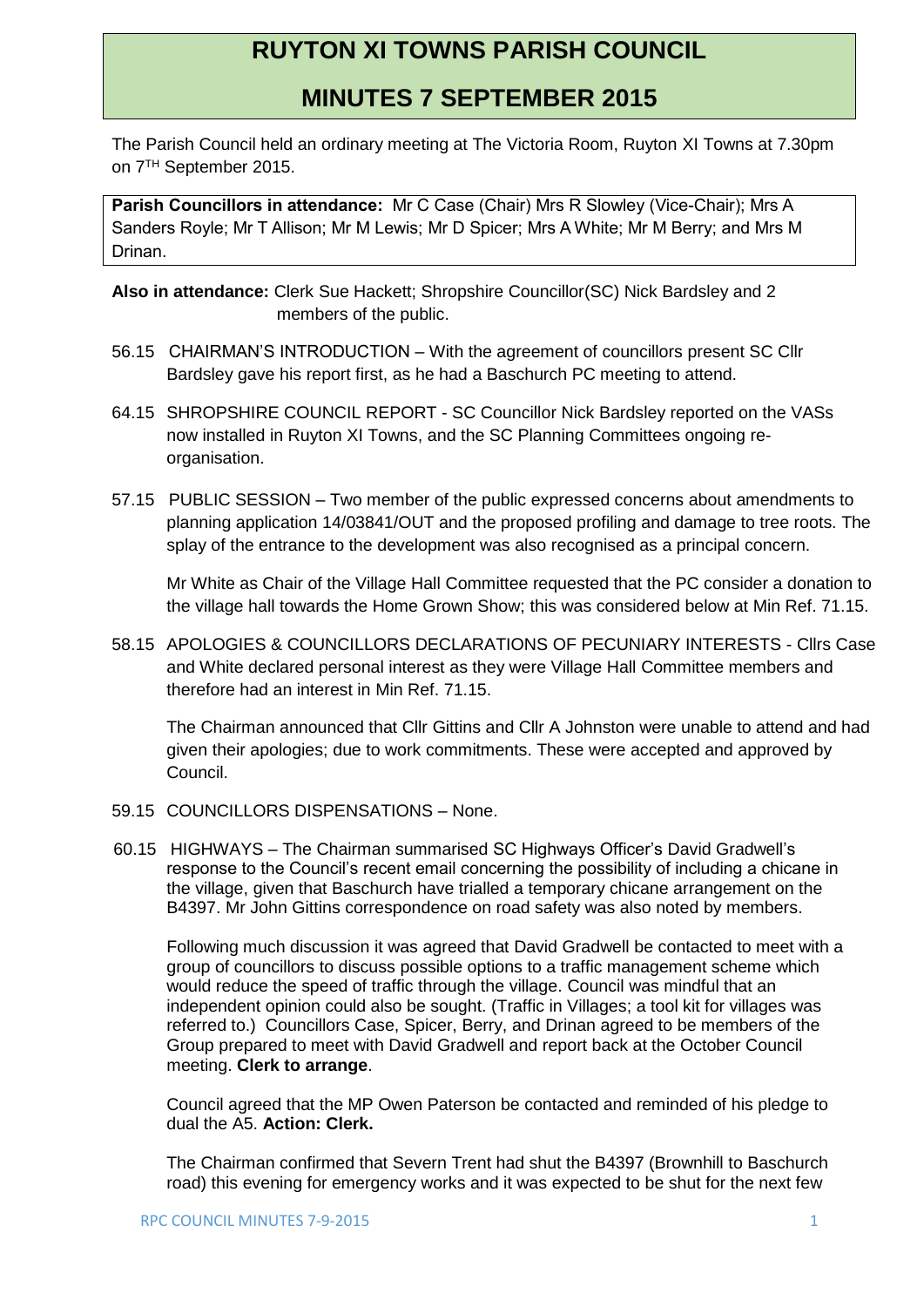# RUYTON XI TOWNS PARISH COUNCIL

## MINUTES 7 SEPTEMBER 2015

The Parish Council held an ordinary meeting at The Victoria Room, Ruyton XI Towns at 7.30pm on 7TH September 2015.

**Parish Councillors in attendance:** Mr C Case (Chair) Mrs R Slowley (Vice-Chair); Mrs A Sanders Royle; Mr T Allison; Mr M Lewis; Mr D Spicer; Mrs A White; Mr M Berry; and Mrs M Drinan.

**Also in attendance:** Clerk Sue Hackett; Shropshire Councillor(SC) Nick Bardsley and 2 members of the public.

56.15 CHAIRMAN'S INTRODUCTION – With the agreement of councillors present SC Cllr Bardsley gave his report first, as he had a Baschurch PC meeting to attend.

64.15 SHROPSHIRE COUNCIL REPORT - SC Councillor Nick Bardsley reported on the VASs now installed in Ruyton XI Towns, and the SC Planning Committees ongoing re-organisation.

57.15 PUBLIC SESSION – Two member of the public expressed concerns about amendments to planning application 14/03841/OUT and the proposed profiling and damage to tree roots. The splay of the entrance to the development was also recognised as a principal concern.

Mr White as Chair of the Village Hall Committee requested that the PC consider a donation to the village hall towards the Home Grown Show; this was considered below at Min Ref. 71.15.

58.15 APOLOGIES & COUNCILLORS DECLARATIONS OF PECUNIARY INTERESTS - Cllrs Case and White declared personal interest as they were Village Hall Committee members and therefore had an interest in Min Ref. 71.15.

The Chairman announced that Cllr Gittins and Cllr A Johnston were unable to attend and had given their apologies; due to work commitments. These were accepted and approved by Council.

59.15 COUNCILLORS DISPENSATIONS – None.

60.15 HIGHWAYS – The Chairman summarised SC Highways Officer's David Gradwell's response to the Council's recent email concerning the possibility of including a chicane in the village, given that Baschurch have trialled a temporary chicane arrangement on the B4397. Mr John Gittins correspondence on road safety was also noted by members.

Following much discussion it was agreed that David Gradwell be contacted to meet with a group of councillors to discuss possible options to a traffic management scheme which would reduce the speed of traffic through the village. Council was mindful that an independent opinion could also be sought. (Traffic in Villages; a tool kit for villages was referred to.) Councillors Case, Spicer, Berry, and Drinan agreed to be members of the Group prepared to meet with David Gradwell and report back at the October Council meeting. **Clerk to arrange**.

Council agreed that the MP Owen Paterson be contacted and reminded of his pledge to dual the A5. **Action: Clerk.**

The Chairman confirmed that Severn Trent had shut the B4397 (Brownhill to Baschurch road) this evening for emergency works and it was expected to be shut for the next few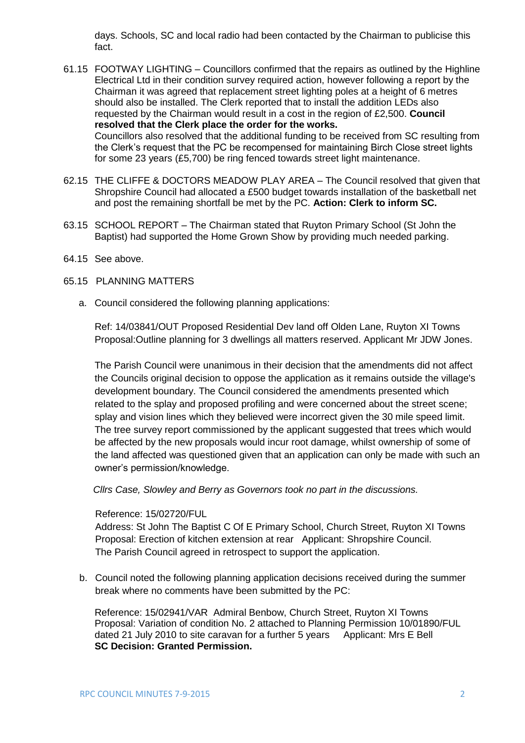days. Schools, SC and local radio had been contacted by the Chairman to publicise this fact.

61.15 FOOTWAY LIGHTING – Councillors confirmed that the repairs as outlined by the Highline Electrical Ltd in their condition survey required action, however following a report by the Chairman it was agreed that replacement street lighting poles at a height of 6 metres should also be installed. The Clerk reported that to install the addition LEDs also requested by the Chairman would result in a cost in the region of £2,500. **Council resolved that the Clerk place the order for the works.**
Councillors also resolved that the additional funding to be received from SC resulting from the Clerk's request that the PC be recompensed for maintaining Birch Close street lights for some 23 years (£5,700) be ring fenced towards street light maintenance.

62.15 THE CLIFFE & DOCTORS MEADOW PLAY AREA – The Council resolved that given that Shropshire Council had allocated a £500 budget towards installation of the basketball net and post the remaining shortfall be met by the PC. **Action: Clerk to inform SC.**

63.15 SCHOOL REPORT – The Chairman stated that Ruyton Primary School (St John the Baptist) had supported the Home Grown Show by providing much needed parking.

64.15 See above.

65.15 PLANNING MATTERS

a. Council considered the following planning applications:

Ref: 14/03841/OUT Proposed Residential Dev land off Olden Lane, Ruyton XI Towns
Proposal:Outline planning for 3 dwellings all matters reserved. Applicant Mr JDW Jones.

The Parish Council were unanimous in their decision that the amendments did not affect the Councils original decision to oppose the application as it remains outside the village's development boundary. The Council considered the amendments presented which related to the splay and proposed profiling and were concerned about the street scene; splay and vision lines which they believed were incorrect given the 30 mile speed limit. The tree survey report commissioned by the applicant suggested that trees which would be affected by the new proposals would incur root damage, whilst ownership of some of the land affected was questioned given that an application can only be made with such an owner's permission/knowledge.

*Cllrs Case, Slowley and Berry as Governors took no part in the discussions.*

Reference: 15/02720/FUL
Address: St John The Baptist C Of E Primary School, Church Street, Ruyton XI Towns
Proposal: Erection of kitchen extension at rear  Applicant: Shropshire Council.
The Parish Council agreed in retrospect to support the application.

b. Council noted the following planning application decisions received during the summer break where no comments have been submitted by the PC:

Reference: 15/02941/VAR  Admiral Benbow, Church Street, Ruyton XI Towns
Proposal: Variation of condition No. 2 attached to Planning Permission 10/01890/FUL dated 21 July 2010 to site caravan for a further 5 years  Applicant: Mrs E Bell
**SC Decision: Granted Permission.**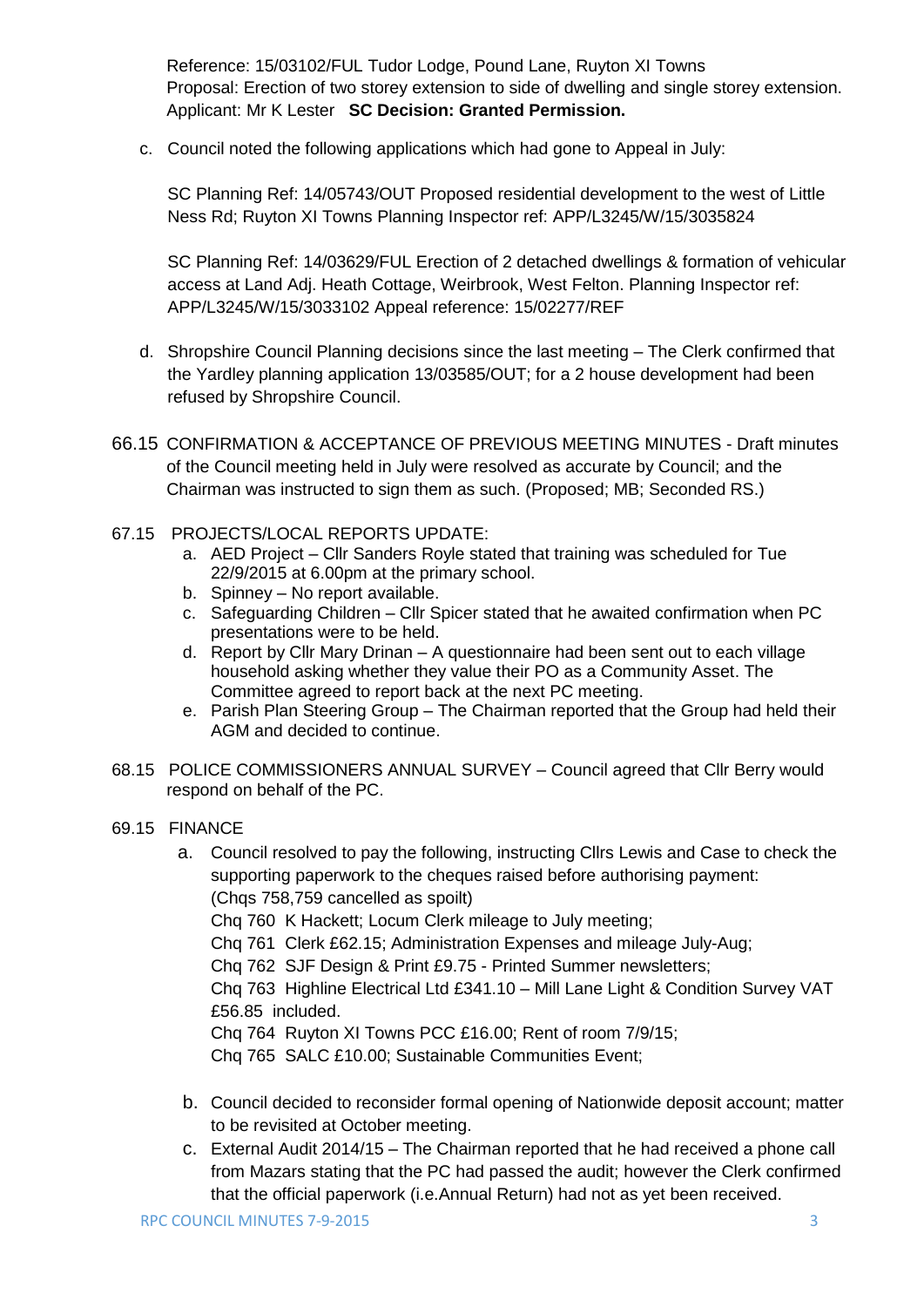Reference: 15/03102/FUL Tudor Lodge, Pound Lane, Ruyton XI Towns
Proposal: Erection of two storey extension to side of dwelling and single storey extension.
Applicant: Mr K Lester **SC Decision: Granted Permission.**

c. Council noted the following applications which had gone to Appeal in July:

   SC Planning Ref: 14/05743/OUT Proposed residential development to the west of Little Ness Rd; Ruyton XI Towns Planning Inspector ref: APP/L3245/W/15/3035824

   SC Planning Ref: 14/03629/FUL Erection of 2 detached dwellings & formation of vehicular access at Land Adj. Heath Cottage, Weirbrook, West Felton. Planning Inspector ref: APP/L3245/W/15/3033102 Appeal reference: 15/02277/REF

d. Shropshire Council Planning decisions since the last meeting – The Clerk confirmed that the Yardley planning application 13/03585/OUT; for a 2 house development had been refused by Shropshire Council.

66.15 CONFIRMATION & ACCEPTANCE OF PREVIOUS MEETING MINUTES - Draft minutes of the Council meeting held in July were resolved as accurate by Council; and the Chairman was instructed to sign them as such. (Proposed; MB; Seconded RS.)

67.15 PROJECTS/LOCAL REPORTS UPDATE:

a. AED Project – Cllr Sanders Royle stated that training was scheduled for Tue 22/9/2015 at 6.00pm at the primary school.
b. Spinney – No report available.
c. Safeguarding Children – Cllr Spicer stated that he awaited confirmation when PC presentations were to be held.
d. Report by Cllr Mary Drinan – A questionnaire had been sent out to each village household asking whether they value their PO as a Community Asset. The Committee agreed to report back at the next PC meeting.
e. Parish Plan Steering Group – The Chairman reported that the Group had held their AGM and decided to continue.

68.15 POLICE COMMISSIONERS ANNUAL SURVEY – Council agreed that Cllr Berry would respond on behalf of the PC.

69.15 FINANCE

a. Council resolved to pay the following, instructing Cllrs Lewis and Case to check the supporting paperwork to the cheques raised before authorising payment:
   (Chqs 758,759 cancelled as spoilt)
   Chq 760 K Hackett; Locum Clerk mileage to July meeting;
   Chq 761 Clerk £62.15; Administration Expenses and mileage July-Aug;
   Chq 762 SJF Design & Print £9.75 - Printed Summer newsletters;
   Chq 763 Highline Electrical Ltd £341.10 – Mill Lane Light & Condition Survey VAT £56.85 included.
   Chq 764 Ruyton XI Towns PCC £16.00; Rent of room 7/9/15;
   Chq 765 SALC £10.00; Sustainable Communities Event;

b. Council decided to reconsider formal opening of Nationwide deposit account; matter to be revisited at October meeting.
c. External Audit 2014/15 – The Chairman reported that he had received a phone call from Mazars stating that the PC had passed the audit; however the Clerk confirmed that the official paperwork (i.e.Annual Return) had not as yet been received.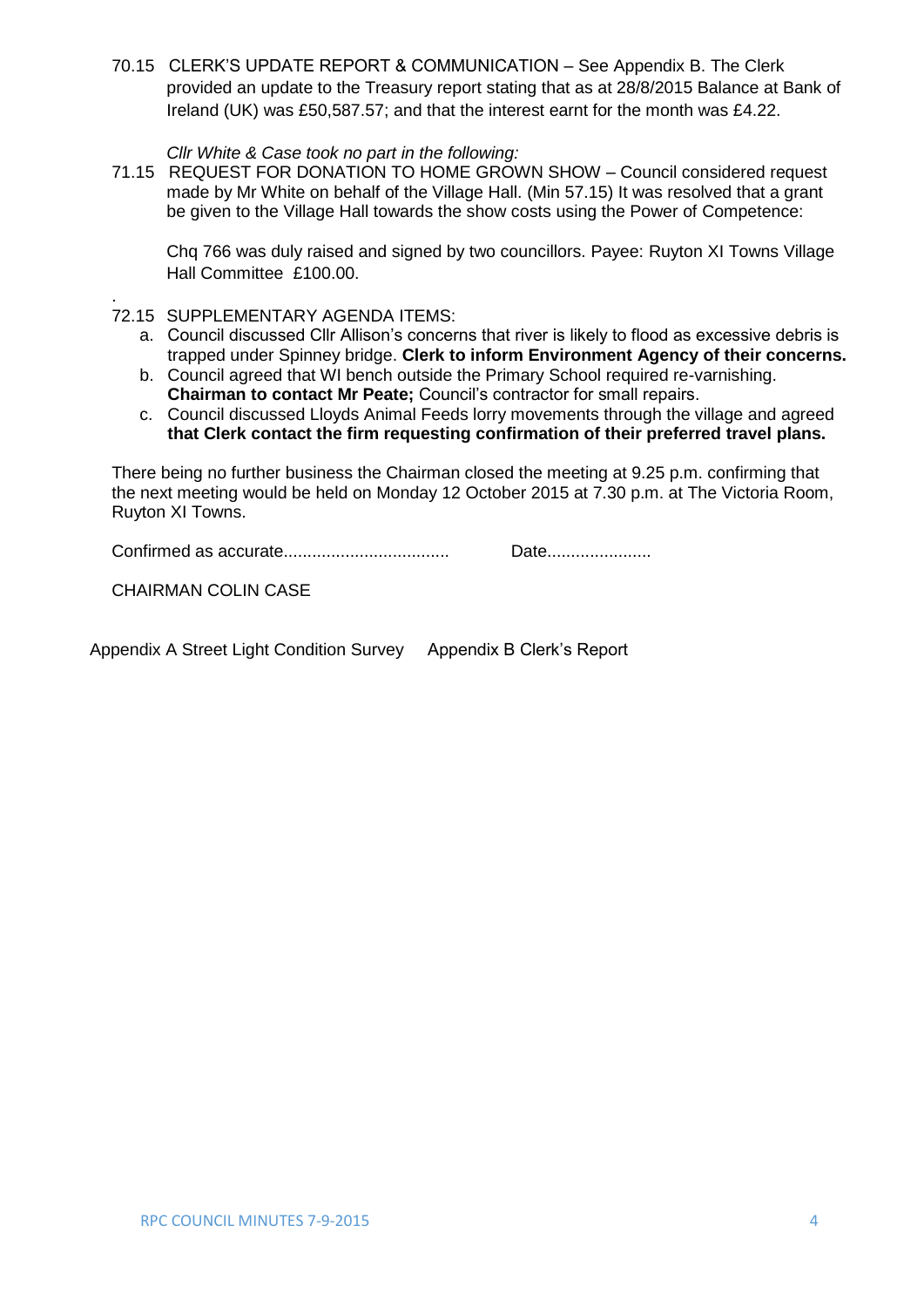70.15 CLERK'S UPDATE REPORT & COMMUNICATION – See Appendix B. The Clerk provided an update to the Treasury report stating that as at 28/8/2015 Balance at Bank of Ireland (UK) was £50,587.57; and that the interest earnt for the month was £4.22.

*Cllr White & Case took no part in the following:*

71.15 REQUEST FOR DONATION TO HOME GROWN SHOW – Council considered request made by Mr White on behalf of the Village Hall. (Min 57.15) It was resolved that a grant be given to the Village Hall towards the show costs using the Power of Competence:

Chq 766 was duly raised and signed by two councillors. Payee: Ruyton XI Towns Village Hall Committee £100.00.

.

72.15 SUPPLEMENTARY AGENDA ITEMS:

a. Council discussed Cllr Allison's concerns that river is likely to flood as excessive debris is trapped under Spinney bridge. **Clerk to inform Environment Agency of their concerns.**
b. Council agreed that WI bench outside the Primary School required re-varnishing. **Chairman to contact Mr Peate;** Council's contractor for small repairs.
c. Council discussed Lloyds Animal Feeds lorry movements through the village and agreed **that Clerk contact the firm requesting confirmation of their preferred travel plans.**

There being no further business the Chairman closed the meeting at 9.25 p.m. confirming that the next meeting would be held on Monday 12 October 2015 at 7.30 p.m. at The Victoria Room, Ruyton XI Towns.

Confirmed as accurate................................... Date......................

CHAIRMAN COLIN CASE

Appendix A Street Light Condition Survey Appendix B Clerk's Report